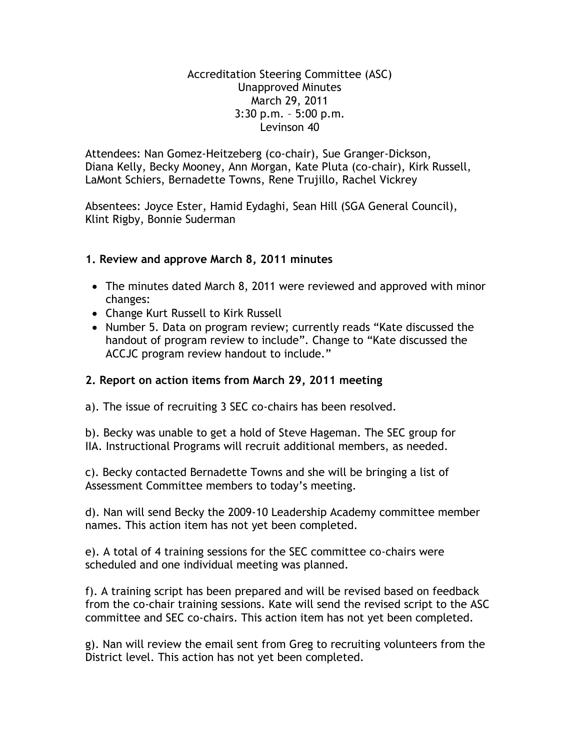Accreditation Steering Committee (ASC)
Unapproved Minutes
March 29, 2011
3:30 p.m. – 5:00 p.m.
Levinson 40

Attendees: Nan Gomez-Heitzeberg (co-chair), Sue Granger-Dickson, Diana Kelly, Becky Mooney, Ann Morgan, Kate Pluta (co-chair), Kirk Russell, LaMont Schiers, Bernadette Towns, Rene Trujillo, Rachel Vickrey

Absentees: Joyce Ester, Hamid Eydaghi, Sean Hill (SGA General Council), Klint Rigby, Bonnie Suderman

## 1. Review and approve March 8, 2011 minutes

- The minutes dated March 8, 2011 were reviewed and approved with minor changes:
- Change Kurt Russell to Kirk Russell
- Number 5. Data on program review; currently reads "Kate discussed the handout of program review to include". Change to "Kate discussed the ACCJC program review handout to include."

## 2. Report on action items from March 29, 2011 meeting

a). The issue of recruiting 3 SEC co-chairs has been resolved.

b). Becky was unable to get a hold of Steve Hageman. The SEC group for IIA. Instructional Programs will recruit additional members, as needed.

c). Becky contacted Bernadette Towns and she will be bringing a list of Assessment Committee members to today's meeting.

d). Nan will send Becky the 2009-10 Leadership Academy committee member names. This action item has not yet been completed.

e). A total of 4 training sessions for the SEC committee co-chairs were scheduled and one individual meeting was planned.

f). A training script has been prepared and will be revised based on feedback from the co-chair training sessions. Kate will send the revised script to the ASC committee and SEC co-chairs. This action item has not yet been completed.

g). Nan will review the email sent from Greg to recruiting volunteers from the District level. This action has not yet been completed.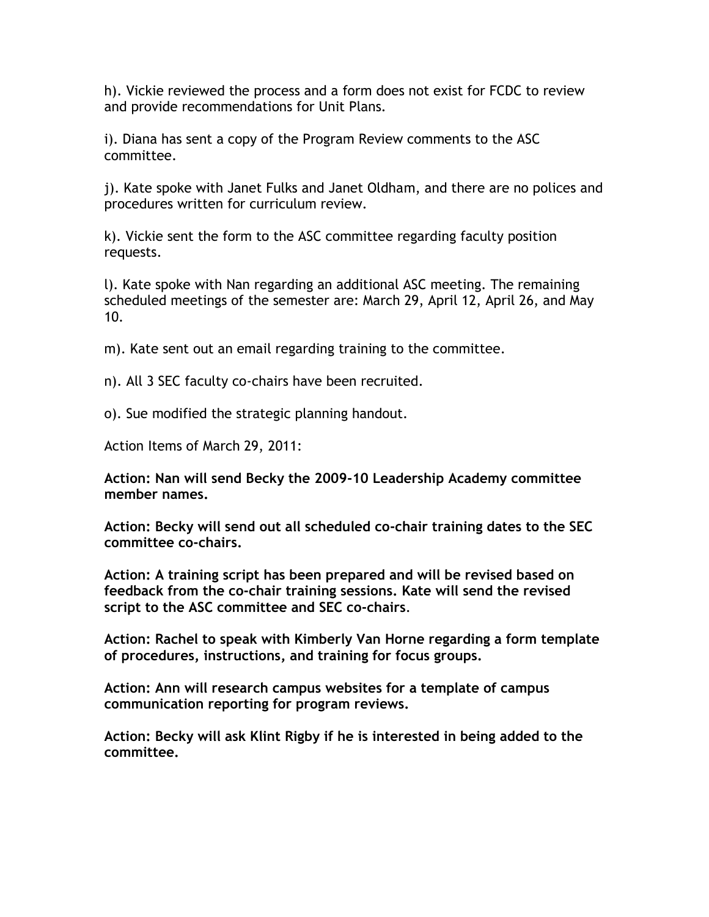h). Vickie reviewed the process and a form does not exist for FCDC to review and provide recommendations for Unit Plans.

i). Diana has sent a copy of the Program Review comments to the ASC committee.

j). Kate spoke with Janet Fulks and Janet Oldham, and there are no polices and procedures written for curriculum review.

k). Vickie sent the form to the ASC committee regarding faculty position requests.

l). Kate spoke with Nan regarding an additional ASC meeting. The remaining scheduled meetings of the semester are: March 29, April 12, April 26, and May 10.

m). Kate sent out an email regarding training to the committee.

n). All 3 SEC faculty co-chairs have been recruited.

o). Sue modified the strategic planning handout.

Action Items of March 29, 2011:

**Action: Nan will send Becky the 2009-10 Leadership Academy committee member names.**

**Action: Becky will send out all scheduled co-chair training dates to the SEC committee co-chairs.**

**Action: A training script has been prepared and will be revised based on feedback from the co-chair training sessions. Kate will send the revised script to the ASC committee and SEC co-chairs.**

**Action: Rachel to speak with Kimberly Van Horne regarding a form template of procedures, instructions, and training for focus groups.**

**Action: Ann will research campus websites for a template of campus communication reporting for program reviews.**

**Action: Becky will ask Klint Rigby if he is interested in being added to the committee.**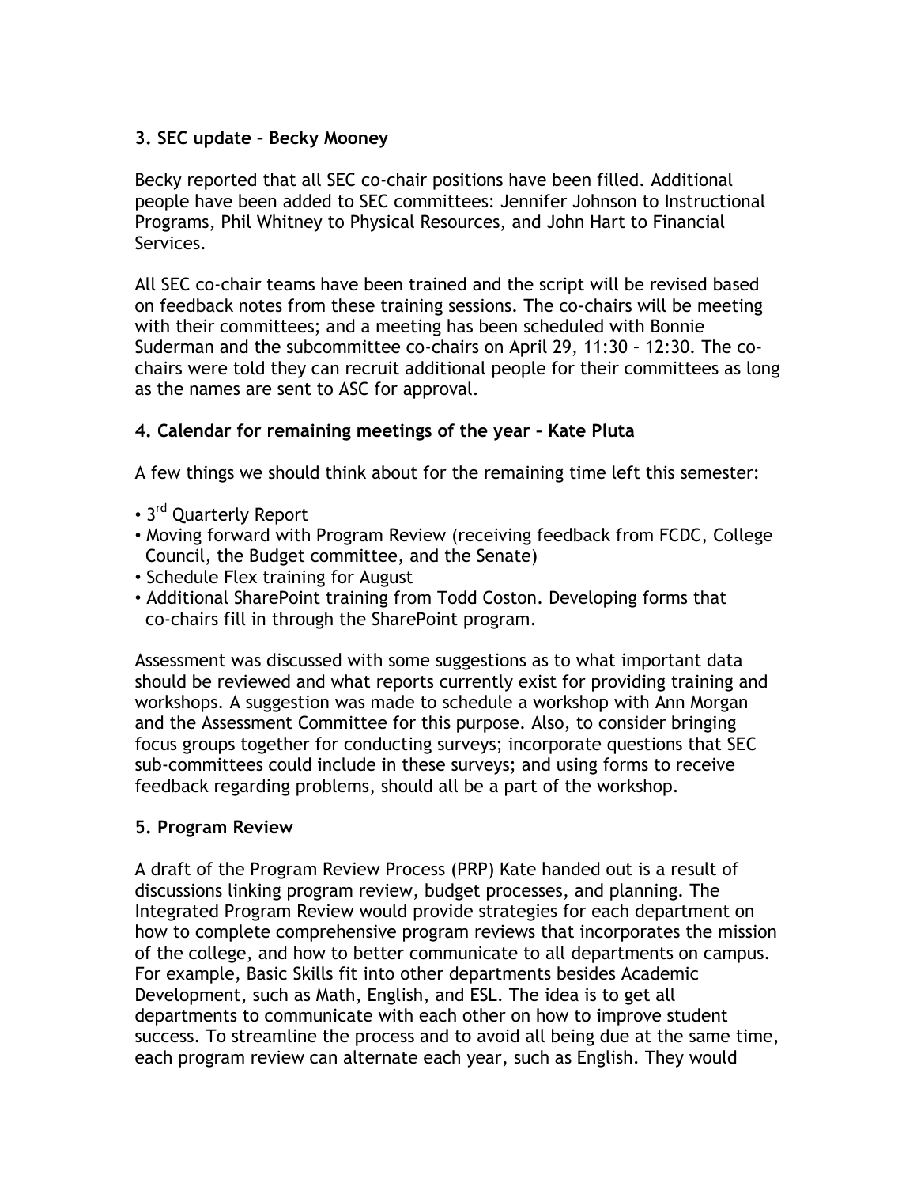**3. SEC update – Becky Mooney**

Becky reported that all SEC co-chair positions have been filled. Additional people have been added to SEC committees: Jennifer Johnson to Instructional Programs, Phil Whitney to Physical Resources, and John Hart to Financial Services.

All SEC co-chair teams have been trained and the script will be revised based on feedback notes from these training sessions. The co-chairs will be meeting with their committees; and a meeting has been scheduled with Bonnie Suderman and the subcommittee co-chairs on April 29, 11:30 – 12:30. The co-chairs were told they can recruit additional people for their committees as long as the names are sent to ASC for approval.

**4. Calendar for remaining meetings of the year – Kate Pluta**

A few things we should think about for the remaining time left this semester:

- 3rd Quarterly Report
- Moving forward with Program Review (receiving feedback from FCDC, College Council, the Budget committee, and the Senate)
- Schedule Flex training for August
- Additional SharePoint training from Todd Coston. Developing forms that co-chairs fill in through the SharePoint program.

Assessment was discussed with some suggestions as to what important data should be reviewed and what reports currently exist for providing training and workshops. A suggestion was made to schedule a workshop with Ann Morgan and the Assessment Committee for this purpose. Also, to consider bringing focus groups together for conducting surveys; incorporate questions that SEC sub-committees could include in these surveys; and using forms to receive feedback regarding problems, should all be a part of the workshop.

**5. Program Review**

A draft of the Program Review Process (PRP) Kate handed out is a result of discussions linking program review, budget processes, and planning. The Integrated Program Review would provide strategies for each department on how to complete comprehensive program reviews that incorporates the mission of the college, and how to better communicate to all departments on campus. For example, Basic Skills fit into other departments besides Academic Development, such as Math, English, and ESL. The idea is to get all departments to communicate with each other on how to improve student success. To streamline the process and to avoid all being due at the same time, each program review can alternate each year, such as English. They would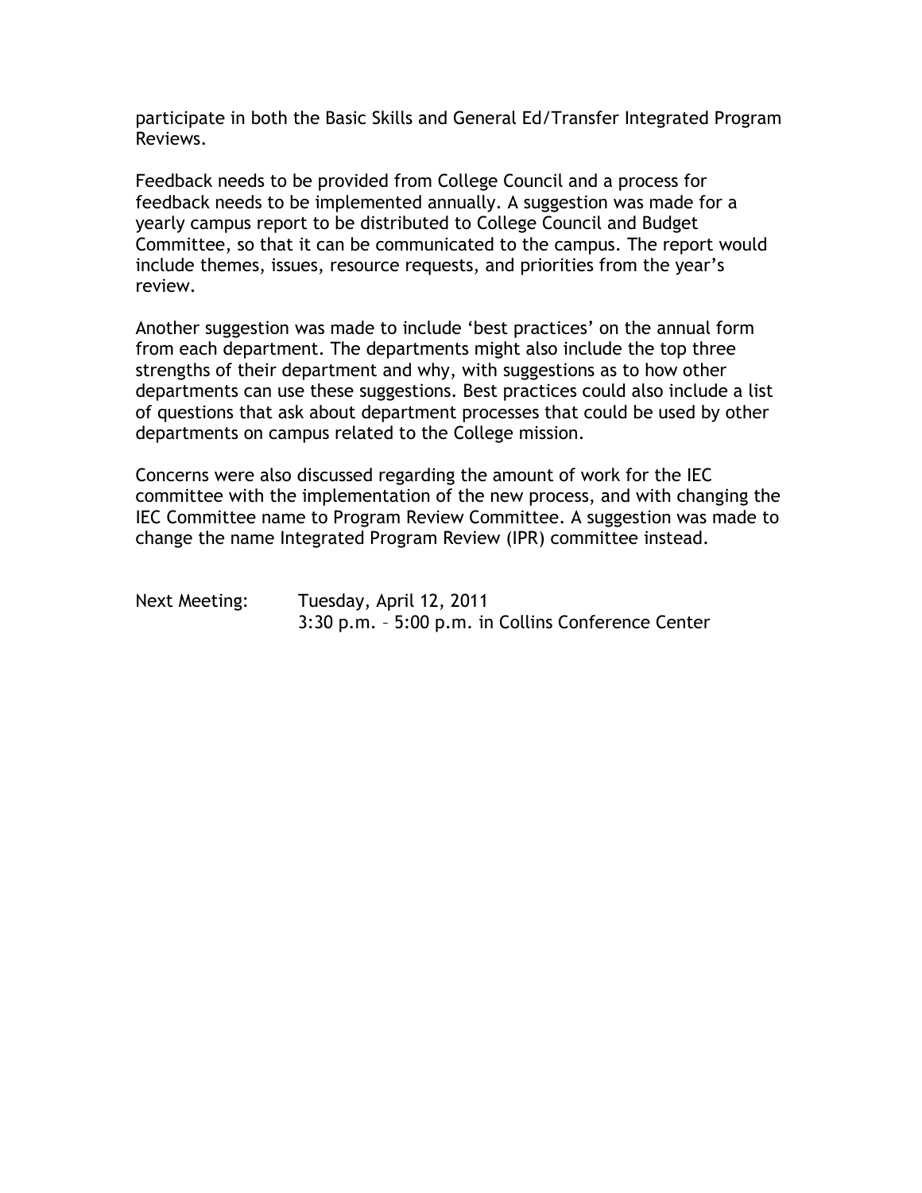participate in both the Basic Skills and General Ed/Transfer Integrated Program Reviews.

Feedback needs to be provided from College Council and a process for feedback needs to be implemented annually. A suggestion was made for a yearly campus report to be distributed to College Council and Budget Committee, so that it can be communicated to the campus. The report would include themes, issues, resource requests, and priorities from the year's review.

Another suggestion was made to include 'best practices' on the annual form from each department. The departments might also include the top three strengths of their department and why, with suggestions as to how other departments can use these suggestions. Best practices could also include a list of questions that ask about department processes that could be used by other departments on campus related to the College mission.

Concerns were also discussed regarding the amount of work for the IEC committee with the implementation of the new process, and with changing the IEC Committee name to Program Review Committee. A suggestion was made to change the name Integrated Program Review (IPR) committee instead.

Next Meeting: Tuesday, April 12, 2011
3:30 p.m. – 5:00 p.m. in Collins Conference Center